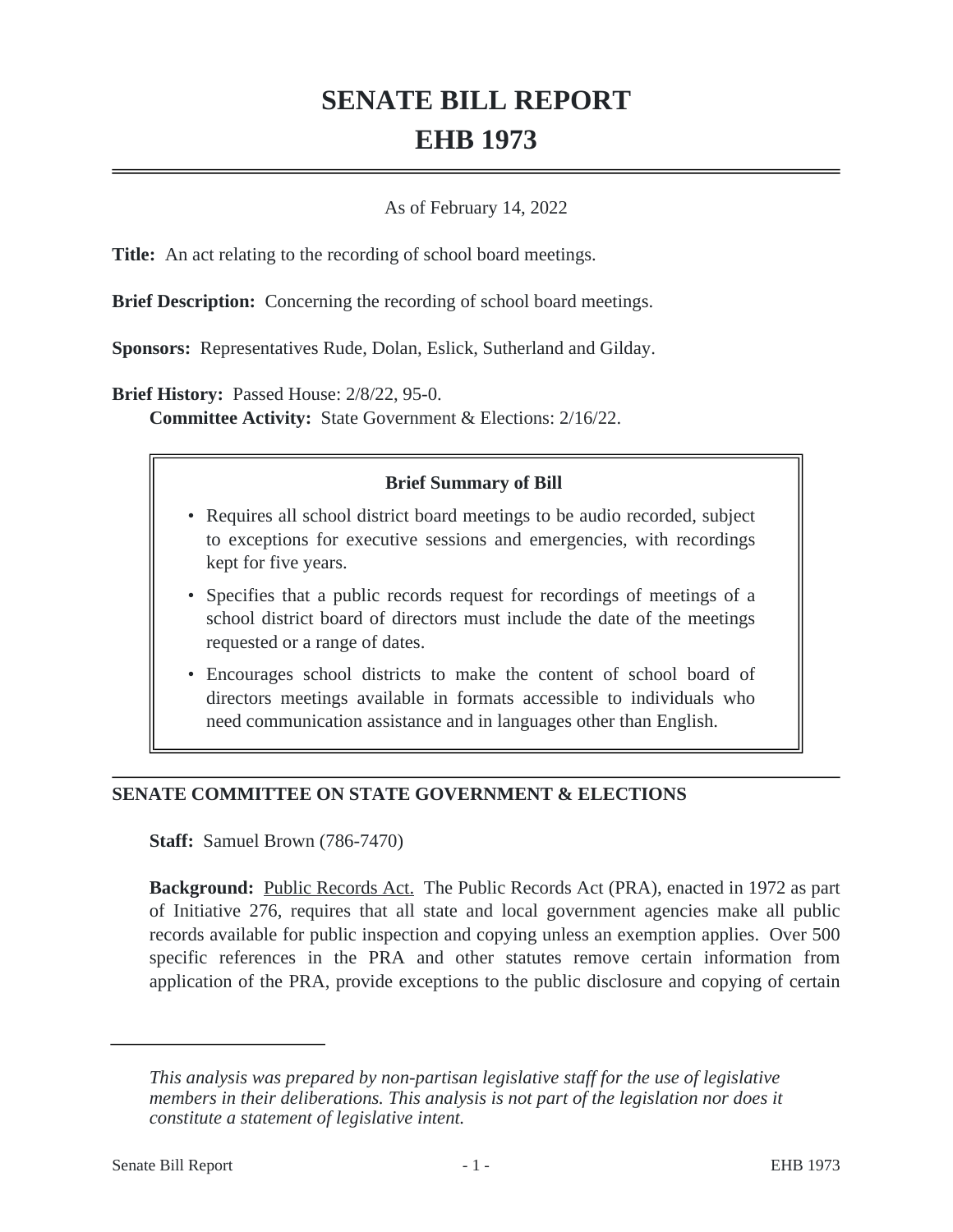# SENATE BILL REPORT
# EHB 1973

As of February 14, 2022

**Title:** An act relating to the recording of school board meetings.

**Brief Description:** Concerning the recording of school board meetings.

**Sponsors:** Representatives Rude, Dolan, Eslick, Sutherland and Gilday.

**Brief History:** Passed House: 2/8/22, 95-0.
**Committee Activity:** State Government & Elections: 2/16/22.

**Brief Summary of Bill**

- Requires all school district board meetings to be audio recorded, subject to exceptions for executive sessions and emergencies, with recordings kept for five years.
- Specifies that a public records request for recordings of meetings of a school district board of directors must include the date of the meetings requested or a range of dates.
- Encourages school districts to make the content of school board of directors meetings available in formats accessible to individuals who need communication assistance and in languages other than English.

## SENATE COMMITTEE ON STATE GOVERNMENT & ELECTIONS

**Staff:** Samuel Brown (786-7470)

**Background:** Public Records Act. The Public Records Act (PRA), enacted in 1972 as part of Initiative 276, requires that all state and local government agencies make all public records available for public inspection and copying unless an exemption applies. Over 500 specific references in the PRA and other statutes remove certain information from application of the PRA, provide exceptions to the public disclosure and copying of certain

*This analysis was prepared by non-partisan legislative staff for the use of legislative members in their deliberations. This analysis is not part of the legislation nor does it constitute a statement of legislative intent.*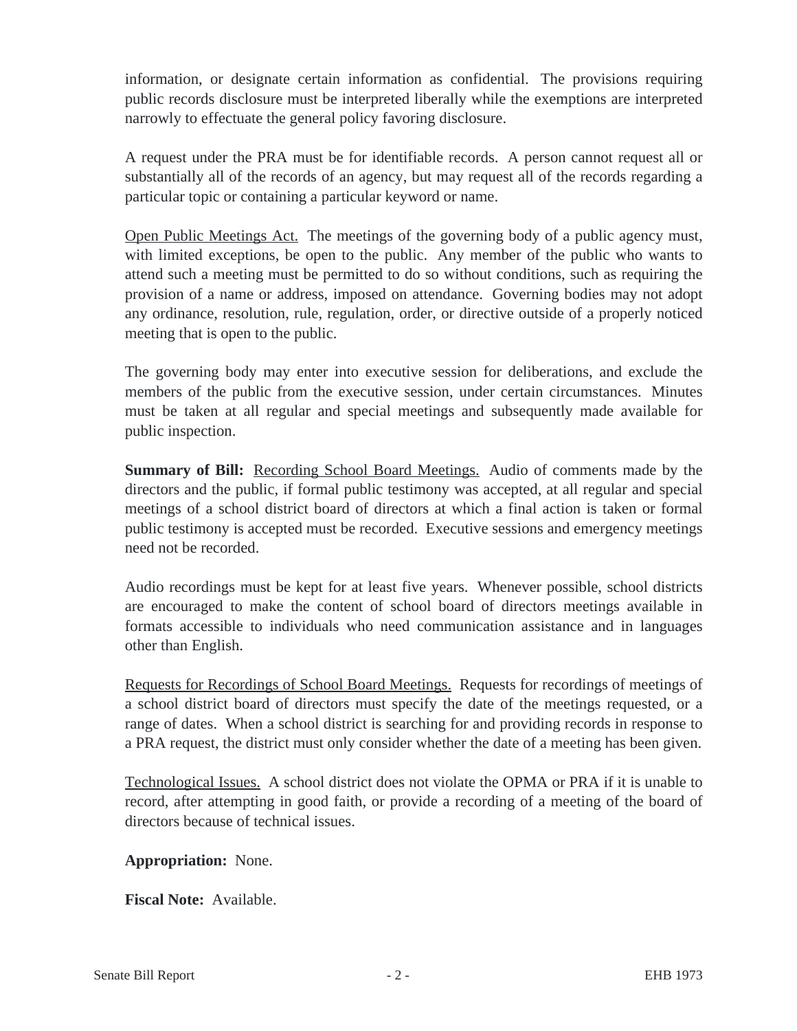information, or designate certain information as confidential. The provisions requiring public records disclosure must be interpreted liberally while the exemptions are interpreted narrowly to effectuate the general policy favoring disclosure.

A request under the PRA must be for identifiable records. A person cannot request all or substantially all of the records of an agency, but may request all of the records regarding a particular topic or containing a particular keyword or name.

Open Public Meetings Act. The meetings of the governing body of a public agency must, with limited exceptions, be open to the public. Any member of the public who wants to attend such a meeting must be permitted to do so without conditions, such as requiring the provision of a name or address, imposed on attendance. Governing bodies may not adopt any ordinance, resolution, rule, regulation, order, or directive outside of a properly noticed meeting that is open to the public.

The governing body may enter into executive session for deliberations, and exclude the members of the public from the executive session, under certain circumstances. Minutes must be taken at all regular and special meetings and subsequently made available for public inspection.

**Summary of Bill:** Recording School Board Meetings. Audio of comments made by the directors and the public, if formal public testimony was accepted, at all regular and special meetings of a school district board of directors at which a final action is taken or formal public testimony is accepted must be recorded. Executive sessions and emergency meetings need not be recorded.

Audio recordings must be kept for at least five years. Whenever possible, school districts are encouraged to make the content of school board of directors meetings available in formats accessible to individuals who need communication assistance and in languages other than English.

Requests for Recordings of School Board Meetings. Requests for recordings of meetings of a school district board of directors must specify the date of the meetings requested, or a range of dates. When a school district is searching for and providing records in response to a PRA request, the district must only consider whether the date of a meeting has been given.

Technological Issues. A school district does not violate the OPMA or PRA if it is unable to record, after attempting in good faith, or provide a recording of a meeting of the board of directors because of technical issues.

**Appropriation:** None.

**Fiscal Note:** Available.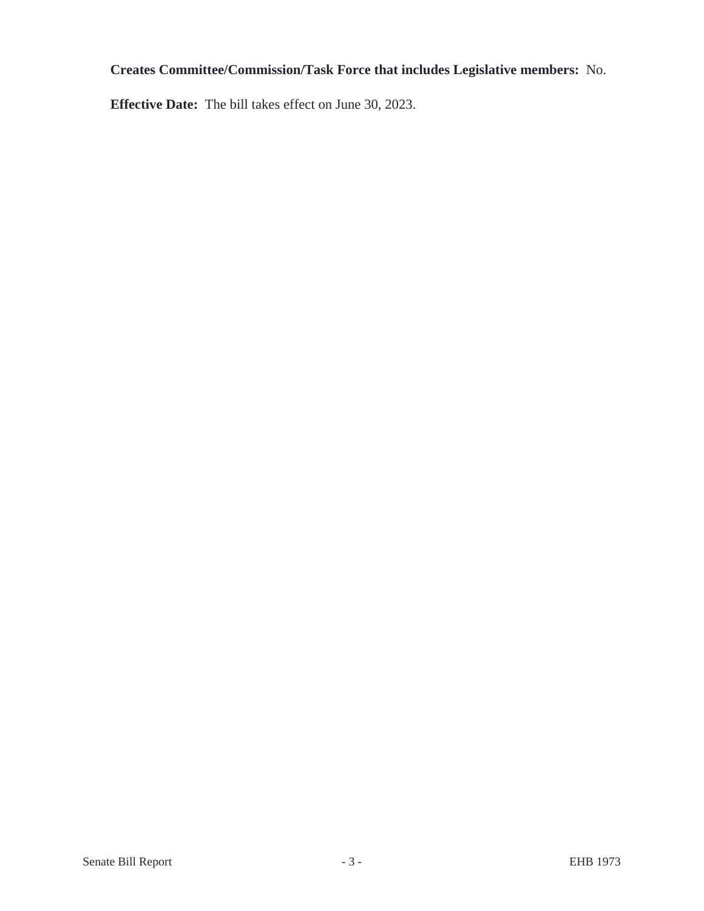**Creates Committee/Commission/Task Force that includes Legislative members:** No.

**Effective Date:** The bill takes effect on June 30, 2023.